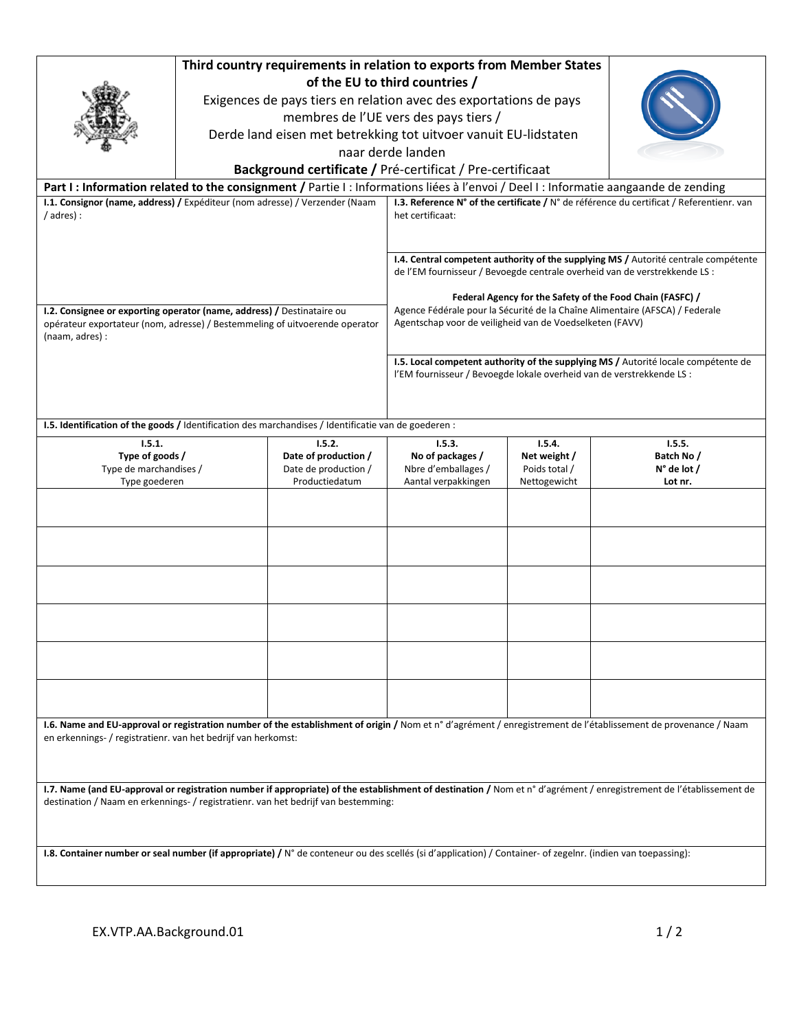# Third country requirements in relation to exports from Member States of the EU to third countries /

Exigences de pays tiers en relation avec des exportations de pays membres de l'UE vers des pays tiers /

Derde land eisen met betrekking tot uitvoer vanuit EU-lidstaten naar derde landen

**Background certificate /** Pré-certificat / Pré-certificaat

## Part I : Information related to the consignment / Partie I : Informations liées à l'envoi / Deel I : Informatie aangaande de zending

**I.1. Consignor (name, address) /** Expéditeur (nom adresse) / Verzender (Naam / adres) :

**I.2. Consignee or exporting operator (name, address) /** Destinataire ou opérateur exportateur (nom, adresse) / Bestemmeling of uitvoerende operator (naam, adres) :

**I.3. Reference N° of the certificate /** N° de référence du certificat / Referentienr. van het certificaat:

**I.4. Central competent authority of the supplying MS /** Autorité centrale compétente de l'EM fournisseur / Bevoegde centrale overheid van de verstrekkende LS :

**Federal Agency for the Safety of the Food Chain (FASFC) /** Agence Fédérale pour la Sécurité de la Chaîne Alimentaire (AFSCA) / Federale Agentschap voor de veiligheid van de Voedselketen (FAVV)

**I.5. Local competent authority of the supplying MS /** Autorité locale compétente de l'EM fournisseur / Bevoegde lokale overheid van de verstrekkende LS :

**I.5. Identification of the goods /** Identification des marchandises / Identificatie van de goederen :

| **I.5.1. Type of goods /** Type de marchandises / Type goederen | **I.5.2. Date of production /** Date de production / Productiedatum | **I.5.3. No of packages /** Nbre d'emballages / Aantal verpakkingen | **I.5.4. Net weight /** Poids total / Nettogewicht | **I.5.5. Batch No / N° de lot / Lot nr.** |
|---|---|---|---|---|
| | | | | |
| | | | | |
| | | | | |
| | | | | |
| | | | | |
| | | | | |

**I.6. Name and EU-approval or registration number of the establishment of origin /** Nom et n° d'agrément / enregistrement de l'établissement de provenance / Naam en erkennings- / registratienr. van het bedrijf van herkomst:

**I.7. Name (and EU-approval or registration number if appropriate) of the establishment of destination /** Nom et n° d'agrément / enregistrement de l'établissement de destination / Naam en erkennings- / registratienr. van het bedrijf van bestemming:

**I.8. Container number or seal number (if appropriate) /** N° de conteneur ou des scellés (si d'application) / Container- of zegelnr. (indien van toepassing):

EX.VTP.AA.Background.01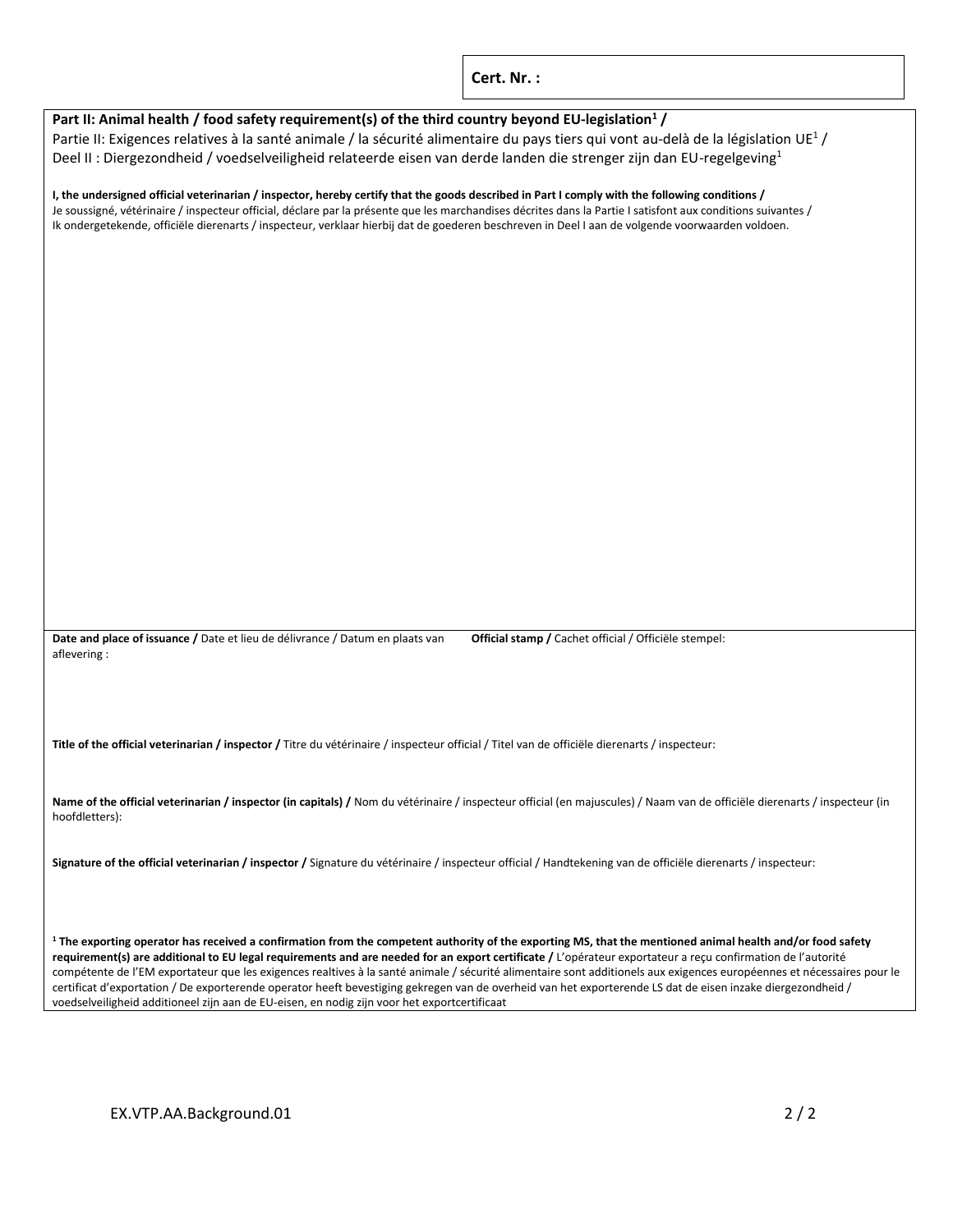**Cert. Nr. :**

**Part II: Animal health / food safety requirement(s) of the third country beyond EU-legislation[1] /**
Partie II: Exigences relatives à la santé animale / la sécurité alimentaire du pays tiers qui vont au-delà de la législation UE[1] /
Deel II : Diergezondheid / voedselveiligheid relateerde eisen van derde landen die strenger zijn dan EU-regelgeving[1]

**I, the undersigned official veterinarian / inspector, hereby certify that the goods described in Part I comply with the following conditions /**
Je soussigné, vétérinaire / inspecteur official, déclare par la présente que les marchandises décrites dans la Partie I satisfont aux conditions suivantes /
Ik ondergetekende, officiële dierenarts / inspecteur, verklaar hierbij dat de goederen beschreven in Deel I aan de volgende voorwaarden voldoen.

**Date and place of issuance /** Date et lieu de délivrance / Datum en plaats van aflevering :

**Official stamp /** Cachet official / Officiële stempel:

**Title of the official veterinarian / inspector /** Titre du vétérinaire / inspecteur official / Titel van de officiële dierenarts / inspecteur:

**Name of the official veterinarian / inspector (in capitals) /** Nom du vétérinaire / inspecteur official (en majuscules) / Naam van de officiële dierenarts / inspecteur (in hoofdletters):

**Signature of the official veterinarian / inspector /** Signature du vétérinaire / inspecteur official / Handtekening van de officiële dierenarts / inspecteur:

[1] **The exporting operator has received a confirmation from the competent authority of the exporting MS, that the mentioned animal health and/or food safety requirement(s) are additional to EU legal requirements and are needed for an export certificate /** L'opérateur exportateur a reçu confirmation de l'autorité compétente de l'EM exportateur que les exigences realtives à la santé animale / sécurité alimentaire sont additionels aux exigences européennes et nécessaires pour le certificat d'exportation / De exporterende operator heeft bevestiging gekregen van de overheid van het exporterende LS dat de eisen inzake diergezondheid / voedselveiligheid additioneel zijn aan de EU-eisen, en nodig zijn voor het exportcertificaat

EX.VTP.AA.Background.01